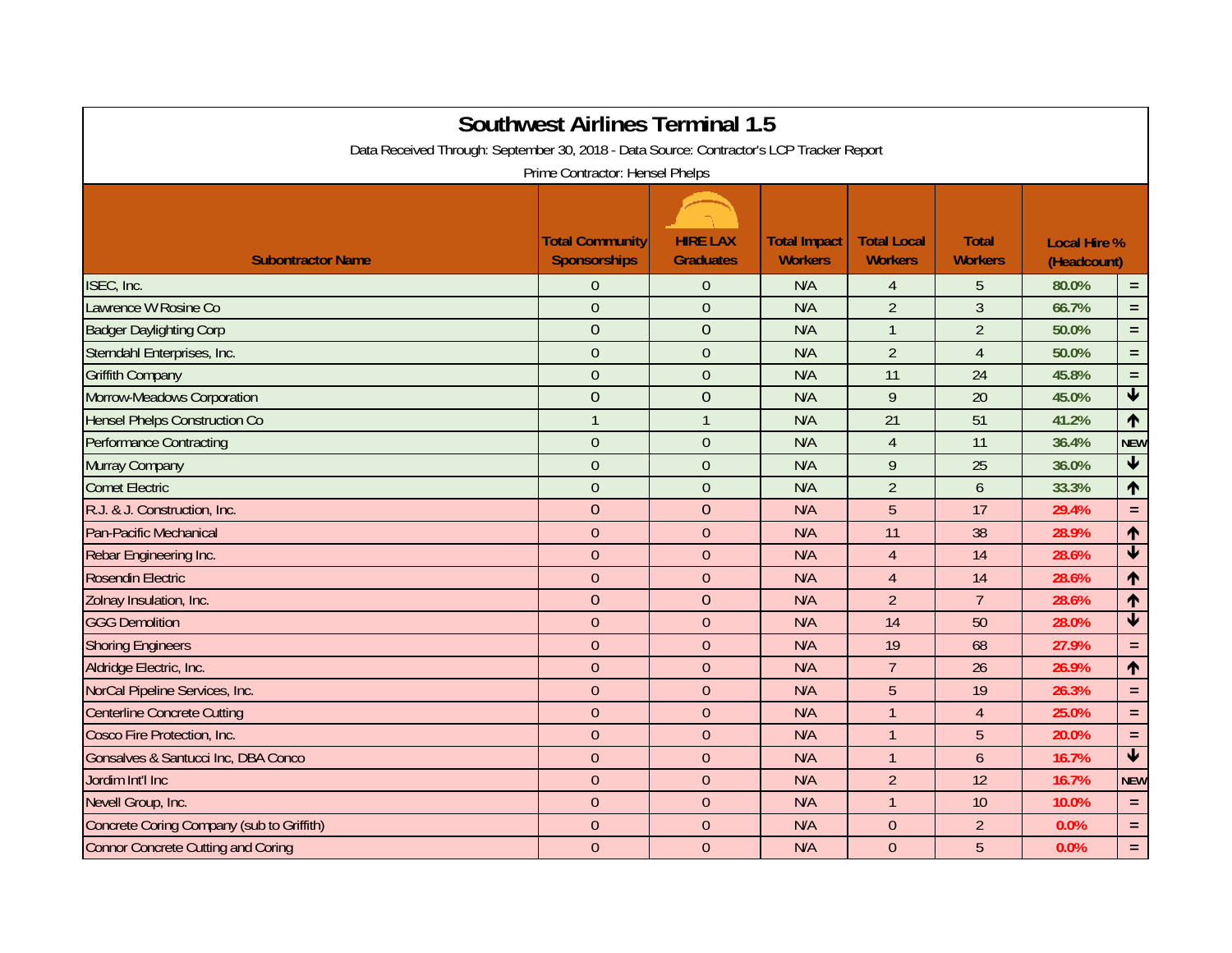# Southwest Airlines Terminal 1.5

Data Received Through: September 30, 2018 - Data Source: Contractor's LCP Tracker Report

Prime Contractor: Hensel Phelps

| Subontractor Name | Total Community Sponsorships | HIRE LAX Graduates | Total Impact Workers | Total Local Workers | Total Workers | Local Hire % (Headcount) | |
|---|---|---|---|---|---|---|---|
| ISEC, Inc. | 0 | 0 | N/A | 4 | 5 | 80.0% | = |
| Lawrence W Rosine Co | 0 | 0 | N/A | 2 | 3 | 66.7% | = |
| Badger Daylighting Corp | 0 | 0 | N/A | 1 | 2 | 50.0% | = |
| Sterndahl Enterprises, Inc. | 0 | 0 | N/A | 2 | 4 | 50.0% | = |
| Griffith Company | 0 | 0 | N/A | 11 | 24 | 45.8% | = |
| Morrow-Meadows Corporation | 0 | 0 | N/A | 9 | 20 | 45.0% | ↓ |
| Hensel Phelps Construction Co | 1 | 1 | N/A | 21 | 51 | 41.2% | ↑ |
| Performance Contracting | 0 | 0 | N/A | 4 | 11 | 36.4% | NEW |
| Murray Company | 0 | 0 | N/A | 9 | 25 | 36.0% | ↓ |
| Comet Electric | 0 | 0 | N/A | 2 | 6 | 33.3% | ↑ |
| R.J. & J. Construction, Inc. | 0 | 0 | N/A | 5 | 17 | 29.4% | = |
| Pan-Pacific Mechanical | 0 | 0 | N/A | 11 | 38 | 28.9% | ↑ |
| Rebar Engineering Inc. | 0 | 0 | N/A | 4 | 14 | 28.6% | ↓ |
| Rosendin Electric | 0 | 0 | N/A | 4 | 14 | 28.6% | ↑ |
| Zolnay Insulation, Inc. | 0 | 0 | N/A | 2 | 7 | 28.6% | ↑ |
| GGG Demolition | 0 | 0 | N/A | 14 | 50 | 28.0% | ↓ |
| Shoring Engineers | 0 | 0 | N/A | 19 | 68 | 27.9% | = |
| Aldridge Electric, Inc. | 0 | 0 | N/A | 7 | 26 | 26.9% | ↑ |
| NorCal Pipeline Services, Inc. | 0 | 0 | N/A | 5 | 19 | 26.3% | = |
| Centerline Concrete Cutting | 0 | 0 | N/A | 1 | 4 | 25.0% | = |
| Cosco Fire Protection, Inc. | 0 | 0 | N/A | 1 | 5 | 20.0% | = |
| Gonsalves & Santucci Inc, DBA Conco | 0 | 0 | N/A | 1 | 6 | 16.7% | ↓ |
| Jordim Int'l Inc | 0 | 0 | N/A | 2 | 12 | 16.7% | NEW |
| Nevell Group, Inc. | 0 | 0 | N/A | 1 | 10 | 10.0% | = |
| Concrete Coring Company (sub to Griffith) | 0 | 0 | N/A | 0 | 2 | 0.0% | = |
| Connor Concrete Cutting and Coring | 0 | 0 | N/A | 0 | 5 | 0.0% | = |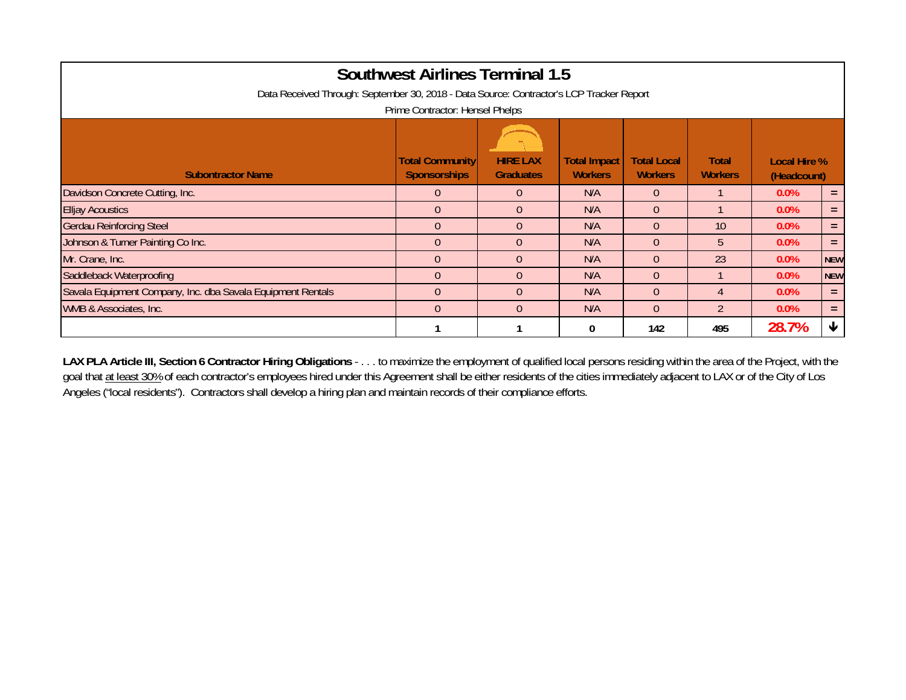# Southwest Airlines Terminal 1.5

Data Received Through: September 30, 2018 - Data Source: Contractor's LCP Tracker Report

Prime Contractor: Hensel Phelps

| Subontractor Name | Total Community Sponsorships | HIRE LAX Graduates | Total Impact Workers | Total Local Workers | Total Workers | Local Hire % (Headcount) | |
|---|---|---|---|---|---|---|---|
| Davidson Concrete Cutting, Inc. | 0 | 0 | N/A | 0 | 1 | 0.0% | = |
| Elljay Acoustics | 0 | 0 | N/A | 0 | 1 | 0.0% | = |
| Gerdau Reinforcing Steel | 0 | 0 | N/A | 0 | 10 | 0.0% | = |
| Johnson & Turner Painting Co Inc. | 0 | 0 | N/A | 0 | 5 | 0.0% | = |
| Mr. Crane, Inc. | 0 | 0 | N/A | 0 | 23 | 0.0% | NEW |
| Saddleback Waterproofing | 0 | 0 | N/A | 0 | 1 | 0.0% | NEW |
| Savala Equipment Company, Inc. dba Savala Equipment Rentals | 0 | 0 | N/A | 0 | 4 | 0.0% | = |
| WMB & Associates, Inc. | 0 | 0 | N/A | 0 | 2 | 0.0% | = |
| | **1** | **1** | **0** | **142** | **495** | **28.7%** | ↓ |

**LAX PLA Article III, Section 6 Contractor Hiring Obligations** - . . . to maximize the employment of qualified local persons residing within the area of the Project, with the goal that at least 30% of each contractor's employees hired under this Agreement shall be either residents of the cities immediately adjacent to LAX or of the City of Los Angeles ("local residents"). Contractors shall develop a hiring plan and maintain records of their compliance efforts.